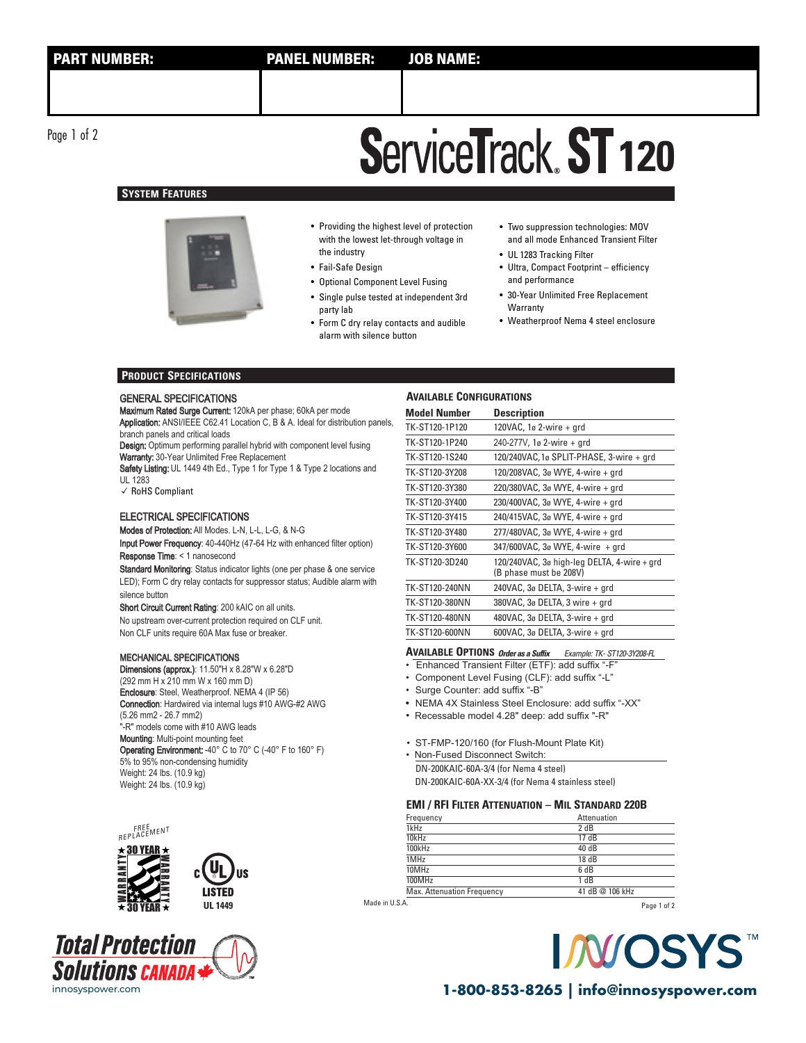| PART NUMBER: | PANEL NUMBER: | JOB NAME: |
|---|---|---|
| | | |

# ServiceTrack® ST 120

## SYSTEM FEATURES

- Providing the highest level of protection with the lowest let-through voltage in the industry
- Fail-Safe Design
- Optional Component Level Fusing
- Single pulse tested at independent 3rd party lab
- Form C dry relay contacts and audible alarm with silence button
- Two suppression technologies: MOV and all mode Enhanced Transient Filter
- UL 1283 Tracking Filter
- Ultra, Compact Footprint – efficiency and performance
- 30-Year Unlimited Free Replacement Warranty
- Weatherproof Nema 4 steel enclosure

## PRODUCT SPECIFICATIONS

### GENERAL SPECIFICATIONS

**Maximum Rated Surge Current:** 120kA per phase; 60kA per mode
**Application:** ANSI/IEEE C62.41 Location C, B & A. Ideal for distribution panels, branch panels and critical loads
**Design:** Optimum performing parallel hybrid with component level fusing
**Warranty:** 30-Year Unlimited Free Replacement
**Safety Listing:** UL 1449 4th Ed., Type 1 for Type 1 & Type 2 locations and UL 1283
✓ RoHS Compliant

### ELECTRICAL SPECIFICATIONS

**Modes of Protection:** All Modes. L-N, L-L, L-G, & N-G
**Input Power Frequency**: 40-440Hz (47-64 Hz with enhanced filter option)
**Response Time**: < 1 nanosecond
**Standard Monitoring**: Status indicator lights (one per phase & one service LED); Form C dry relay contacts for suppressor status; Audible alarm with silence button
**Short Circuit Current Rating**: 200 kAIC on all units.
No upstream over-current protection required on CLF unit.
Non CLF units require 60A Max fuse or breaker.

### MECHANICAL SPECIFICATIONS

**Dimensions (approx.)**: 11.50"H x 8.28"W x 6.28"D (292 mm H x 210 mm W x 160 mm D)
**Enclosure**: Steel, Weatherproof. NEMA 4 (IP 56)
**Connection**: Hardwired via internal lugs #10 AWG-#2 AWG (5.26 mm2 - 26.7 mm2)
"-R" models come with #10 AWG leads
**Mounting**: Multi-point mounting feet
**Operating Environment:** -40° C to 70° C (-40° F to 160° F)
5% to 95% non-condensing humidity
Weight: 24 lbs. (10.9 kg)
Weight: 24 lbs. (10.9 kg)

### AVAILABLE CONFIGURATIONS

| Model Number | Description |
|---|---|
| TK-ST120-1P120 | 120VAC, 1ø 2-wire + grd |
| TK-ST120-1P240 | 240-277V, 1ø 2-wire + grd |
| TK-ST120-1S240 | 120/240VAC, 1ø SPLIT-PHASE, 3-wire + grd |
| TK-ST120-3Y208 | 120/208VAC, 3ø WYE, 4-wire + grd |
| TK-ST120-3Y380 | 220/380VAC, 3ø WYE, 4-wire + grd |
| TK-ST120-3Y400 | 230/400VAC, 3ø WYE, 4-wire + grd |
| TK-ST120-3Y415 | 240/415VAC, 3ø WYE, 4-wire + grd |
| TK-ST120-3Y480 | 277/480VAC, 3ø WYE, 4-wire + grd |
| TK-ST120-3Y600 | 347/600VAC, 3ø WYE, 4-wire + grd |
| TK-ST120-3D240 | 120/240VAC, 3ø high-leg DELTA, 4-wire + grd (B phase must be 208V) |
| TK-ST120-240NN | 240VAC, 3ø DELTA, 3-wire + grd |
| TK-ST120-380NN | 380VAC, 3ø DELTA, 3 wire + grd |
| TK-ST120-480NN | 480VAC, 3ø DELTA, 3-wire + grd |
| TK-ST120-600NN | 600VAC, 3ø DELTA, 3-wire + grd |

### AVAILABLE OPTIONS *Order as a Suffix* *Example: TK- ST120-3Y208-FL*

- Enhanced Transient Filter (ETF): add suffix "-F"
- Component Level Fusing (CLF): add suffix "-L"
- Surge Counter: add suffix "-B"
- NEMA 4X Stainless Steel Enclosure: add suffix "-XX"
- Recessable model 4.28" deep: add suffix "-R"

- ST-FMP-120/160 (for Flush-Mount Plate Kit)
- Non-Fused Disconnect Switch:
  DN-200KAIC-60A-3/4 (for Nema 4 steel)
  DN-200KAIC-60A-XX-3/4 (for Nema 4 stainless steel)

### EMI / RFI FILTER ATTENUATION – MIL STANDARD 220B

| Frequency | Attenuation |
|---|---|
| 1kHz | 2 dB |
| 10kHz | 17 dB |
| 100kHz | 40 dB |
| 1MHz | 18 dB |
| 10MHz | 6 dB |
| 100MHz | 1 dB |
| Max. Attenuation Frequency | 41 dB @ 106 kHz |

Made in U.S.A.

FREE REPLACEMENT ★ 30 YEAR ★ WARRANTY

c UL us LISTED UL 1449

Total Protection Solutions CANADA
innosyspower.com

INNOSYS™
1-800-853-8265 | info@innosyspower.com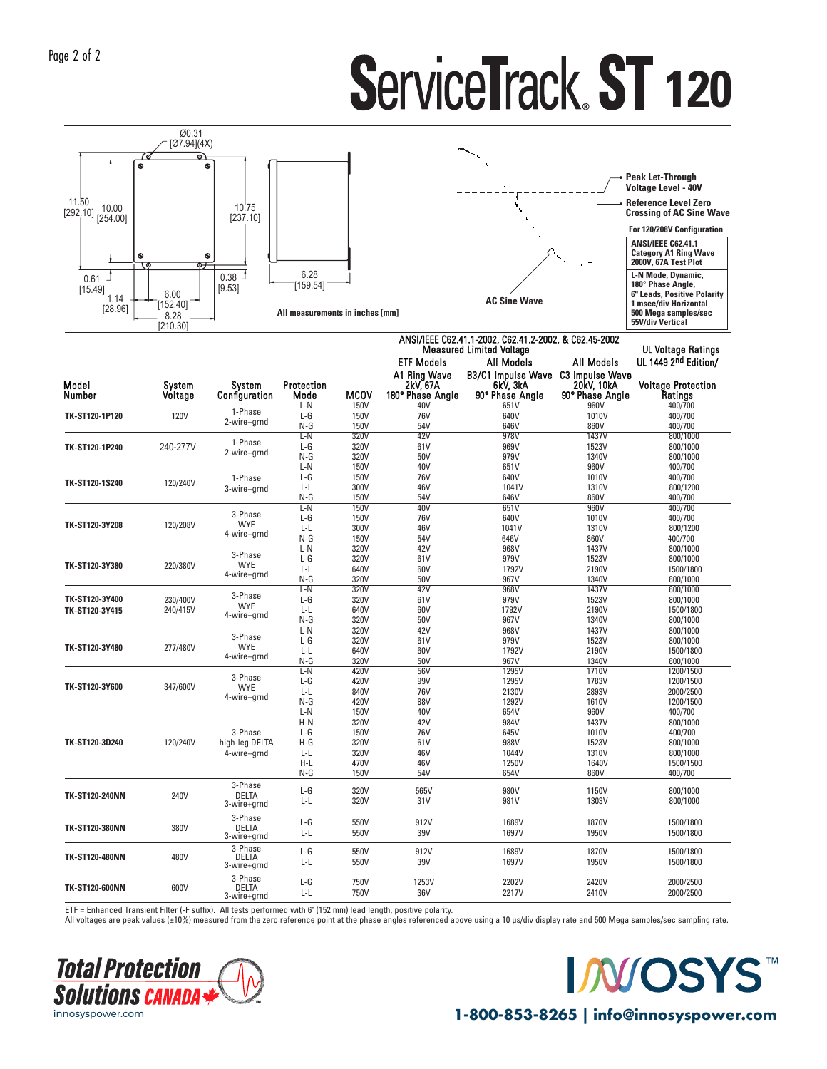# ServiceTrack® ST 120

Ø0.31
[Ø7.94](4X)

11.50
[292.10]

10.00
[254.00]

10.75
[237.10]

0.61
[15.49]

1.14
[28.96]

6.00
[152.40]

8.28
[210.30]

0.38
[9.53]

6.28
[159.54]

All measurements in inches [mm]

Peak Let-Through Voltage Level - 40V

Reference Level Zero Crossing of AC Sine Wave

For 120/208V Configuration

ANSI/IEEE C62.41.1 Category A1 Ring Wave 2000V, 67A Test Plot

L-N Mode, Dynamic, 180° Phase Angle, 6" Leads, Positive Polarity 1 msec/div Horizontal 500 Mega samples/sec 55V/div Vertical

AC Sine Wave

| | | | | | ANSI/IEEE C62.41.1-2002, C62.41.2-2002, & C62.45-2002 Measured Limited Voltage | | | UL Voltage Ratings |
|---|---|---|---|---|---|---|---|---|
| | | | | | ETF Models | All Models | All Models | UL 1449 2nd Edition/ |
| Model Number | System Voltage | System Configuration | Protection Mode | MCOV | A1 Ring Wave 2kV, 67A 180° Phase Angle | B3/C1 Impulse Wave 6kV, 3kA 90° Phase Angle | C3 Impulse Wave 20kV, 10kA 90° Phase Angle | Voltage Protection Ratings |
| TK-ST120-1P120 | 120V | 1-Phase 2-wire+grnd | L-N | 150V | 40V | 651V | 960V | 400/700 |
| | | | L-G | 150V | 76V | 640V | 1010V | 400/700 |
| | | | N-G | 150V | 54V | 646V | 860V | 400/700 |
| TK-ST120-1P240 | 240-277V | 1-Phase 2-wire+grnd | L-N | 320V | 42V | 978V | 1437V | 800/1000 |
| | | | L-G | 320V | 61V | 969V | 1523V | 800/1000 |
| | | | N-G | 320V | 50V | 979V | 1340V | 800/1000 |
| TK-ST120-1S240 | 120/240V | 1-Phase 3-wire+grnd | L-N | 150V | 40V | 651V | 960V | 400/700 |
| | | | L-G | 150V | 76V | 640V | 1010V | 400/700 |
| | | | L-L | 300V | 46V | 1041V | 1310V | 800/1200 |
| | | | N-G | 150V | 54V | 646V | 860V | 400/700 |
| TK-ST120-3Y208 | 120/208V | 3-Phase WYE 4-wire+grnd | L-N | 150V | 40V | 651V | 960V | 400/700 |
| | | | L-G | 150V | 76V | 640V | 1010V | 400/700 |
| | | | L-L | 300V | 46V | 1041V | 1310V | 800/1200 |
| | | | N-G | 150V | 54V | 646V | 860V | 400/700 |
| TK-ST120-3Y380 | 220/380V | 3-Phase WYE 4-wire+grnd | L-N | 320V | 42V | 968V | 1437V | 800/1000 |
| | | | L-G | 320V | 61V | 979V | 1523V | 800/1000 |
| | | | L-L | 640V | 60V | 1792V | 2190V | 1500/1800 |
| | | | N-G | 320V | 50V | 967V | 1340V | 800/1000 |
| TK-ST120-3Y400 TK-ST120-3Y415 | 230/400V 240/415V | 3-Phase WYE 4-wire+grnd | L-N | 320V | 42V | 968V | 1437V | 800/1000 |
| | | | L-G | 320V | 61V | 979V | 1523V | 800/1000 |
| | | | L-L | 640V | 60V | 1792V | 2190V | 1500/1800 |
| | | | N-G | 320V | 50V | 967V | 1340V | 800/1000 |
| TK-ST120-3Y480 | 277/480V | 3-Phase WYE 4-wire+grnd | L-N | 320V | 42V | 968V | 1437V | 800/1000 |
| | | | L-G | 320V | 61V | 979V | 1523V | 800/1000 |
| | | | L-L | 640V | 60V | 1792V | 2190V | 1500/1800 |
| | | | N-G | 320V | 50V | 967V | 1340V | 800/1000 |
| TK-ST120-3Y600 | 347/600V | 3-Phase WYE 4-wire+grnd | L-N | 420V | 56V | 1295V | 1710V | 1200/1500 |
| | | | L-G | 420V | 99V | 1295V | 1783V | 1200/1500 |
| | | | L-L | 840V | 76V | 2130V | 2893V | 2000/2500 |
| | | | N-G | 420V | 88V | 1292V | 1610V | 1200/1500 |
| TK-ST120-3D240 | 120/240V | 3-Phase high-leg DELTA 4-wire+grnd | L-N | 150V | 40V | 654V | 960V | 400/700 |
| | | | H-N | 320V | 42V | 984V | 1437V | 800/1000 |
| | | | L-G | 150V | 76V | 645V | 1010V | 400/700 |
| | | | H-G | 320V | 61V | 988V | 1523V | 800/1000 |
| | | | L-L | 320V | 46V | 1044V | 1310V | 800/1000 |
| | | | H-L | 470V | 46V | 1250V | 1640V | 1500/1500 |
| | | | N-G | 150V | 54V | 654V | 860V | 400/700 |
| TK-ST120-240NN | 240V | 3-Phase DELTA 3-wire+grnd | L-G | 320V | 565V | 980V | 1150V | 800/1000 |
| | | | L-L | 320V | 31V | 981V | 1303V | 800/1000 |
| TK-ST120-380NN | 380V | 3-Phase DELTA 3-wire+grnd | L-G | 550V | 912V | 1689V | 1870V | 1500/1800 |
| | | | L-L | 550V | 39V | 1697V | 1950V | 1500/1800 |
| TK-ST120-480NN | 480V | 3-Phase DELTA 3-wire+grnd | L-G | 550V | 912V | 1689V | 1870V | 1500/1800 |
| | | | L-L | 550V | 39V | 1697V | 1950V | 1500/1800 |
| TK-ST120-600NN | 600V | 3-Phase DELTA 3-wire+grnd | L-G | 750V | 1253V | 2202V | 2420V | 2000/2500 |
| | | | L-L | 750V | 36V | 2217V | 2410V | 2000/2500 |

ETF = Enhanced Transient Filter (-F suffix). All tests performed with 6" (152 mm) lead length, positive polarity.
All voltages are peak values (±10%) measured from the zero reference point at the phase angles referenced above using a 10 µs/div display rate and 500 Mega samples/sec sampling rate.

Total Protection Solutions CANADA
innosyspower.com

INNOSYS™
1-800-853-8265 | info@innosyspower.com